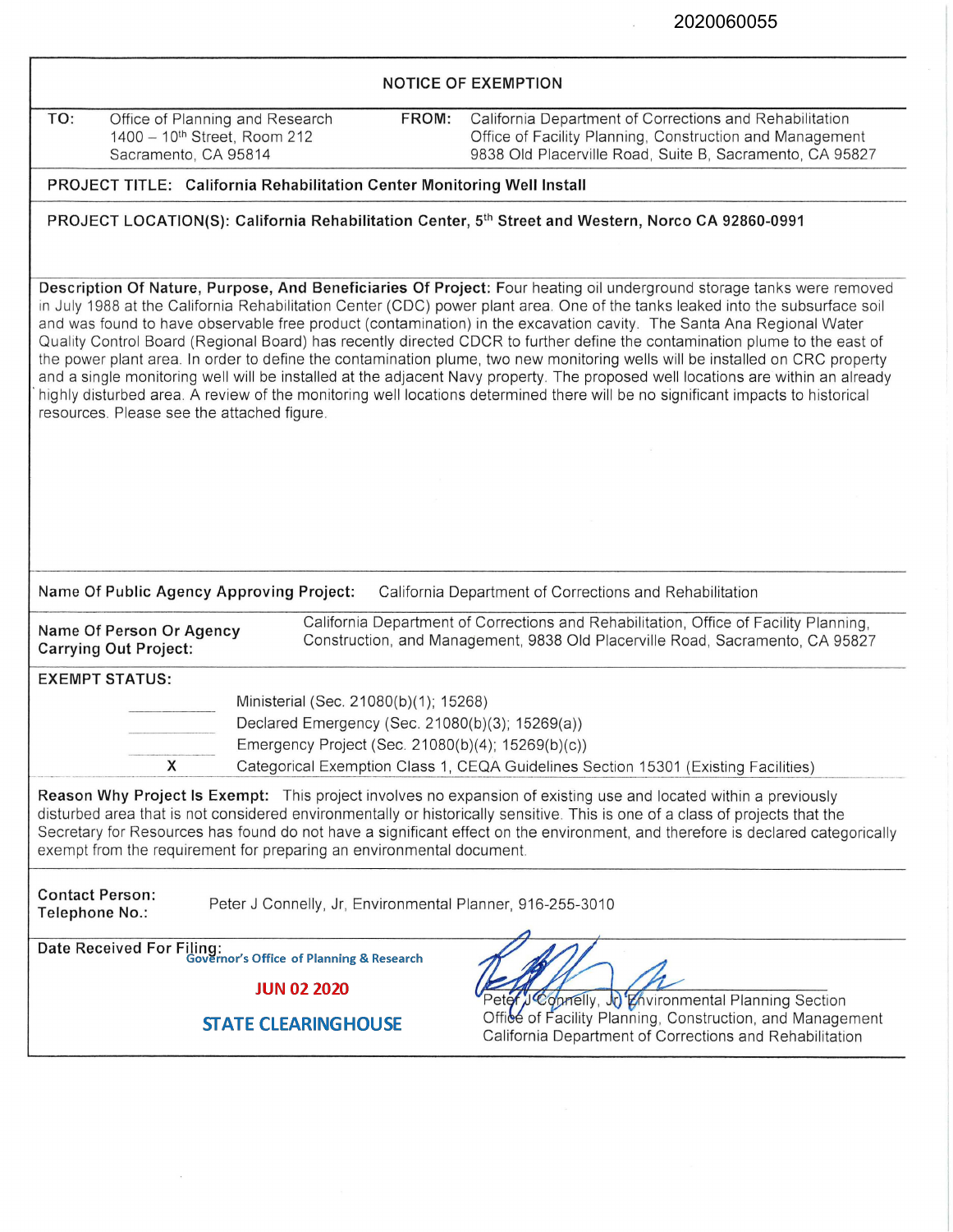2020060055

# NOTICE OF EXEMPTION

**TO:** Office of Planning and Research
1400 – 10th Street, Room 212
Sacramento, CA 95814

**FROM:** California Department of Corrections and Rehabilitation
Office of Facility Planning, Construction and Management
9838 Old Placerville Road, Suite B, Sacramento, CA 95827

**PROJECT TITLE: California Rehabilitation Center Monitoring Well Install**

**PROJECT LOCATION(S): California Rehabilitation Center, 5th Street and Western, Norco CA 92860-0991**

**Description Of Nature, Purpose, And Beneficiaries Of Project:** Four heating oil underground storage tanks were removed in July 1988 at the California Rehabilitation Center (CDC) power plant area. One of the tanks leaked into the subsurface soil and was found to have observable free product (contamination) in the excavation cavity. The Santa Ana Regional Water Quality Control Board (Regional Board) has recently directed CDCR to further define the contamination plume to the east of the power plant area. In order to define the contamination plume, two new monitoring wells will be installed on CRC property and a single monitoring well will be installed at the adjacent Navy property. The proposed well locations are within an already highly disturbed area. A review of the monitoring well locations determined there will be no significant impacts to historical resources. Please see the attached figure.

**Name Of Public Agency Approving Project:** California Department of Corrections and Rehabilitation

**Name Of Person Or Agency Carrying Out Project:** California Department of Corrections and Rehabilitation, Office of Facility Planning, Construction, and Management, 9838 Old Placerville Road, Sacramento, CA 95827

**EXEMPT STATUS:**

| | |
|---|---|
| ______ | Ministerial (Sec. 21080(b)(1); 15268) |
| ______ | Declared Emergency (Sec. 21080(b)(3); 15269(a)) |
| ______ | Emergency Project (Sec. 21080(b)(4); 15269(b)(c)) |
| X | Categorical Exemption Class 1, CEQA Guidelines Section 15301 (Existing Facilities) |

**Reason Why Project Is Exempt:** This project involves no expansion of existing use and located within a previously disturbed area that is not considered environmentally or historically sensitive. This is one of a class of projects that the Secretary for Resources has found do not have a significant effect on the environment, and therefore is declared categorically exempt from the requirement for preparing an environmental document.

**Contact Person: Telephone No.:** Peter J Connelly, Jr, Environmental Planner, 916-255-3010

**Date Received For Filing:**
Governor's Office of Planning & Research
JUN 02 2020
STATE CLEARINGHOUSE

Peter J Connelly, Jr, Environmental Planning Section
Office of Facility Planning, Construction, and Management
California Department of Corrections and Rehabilitation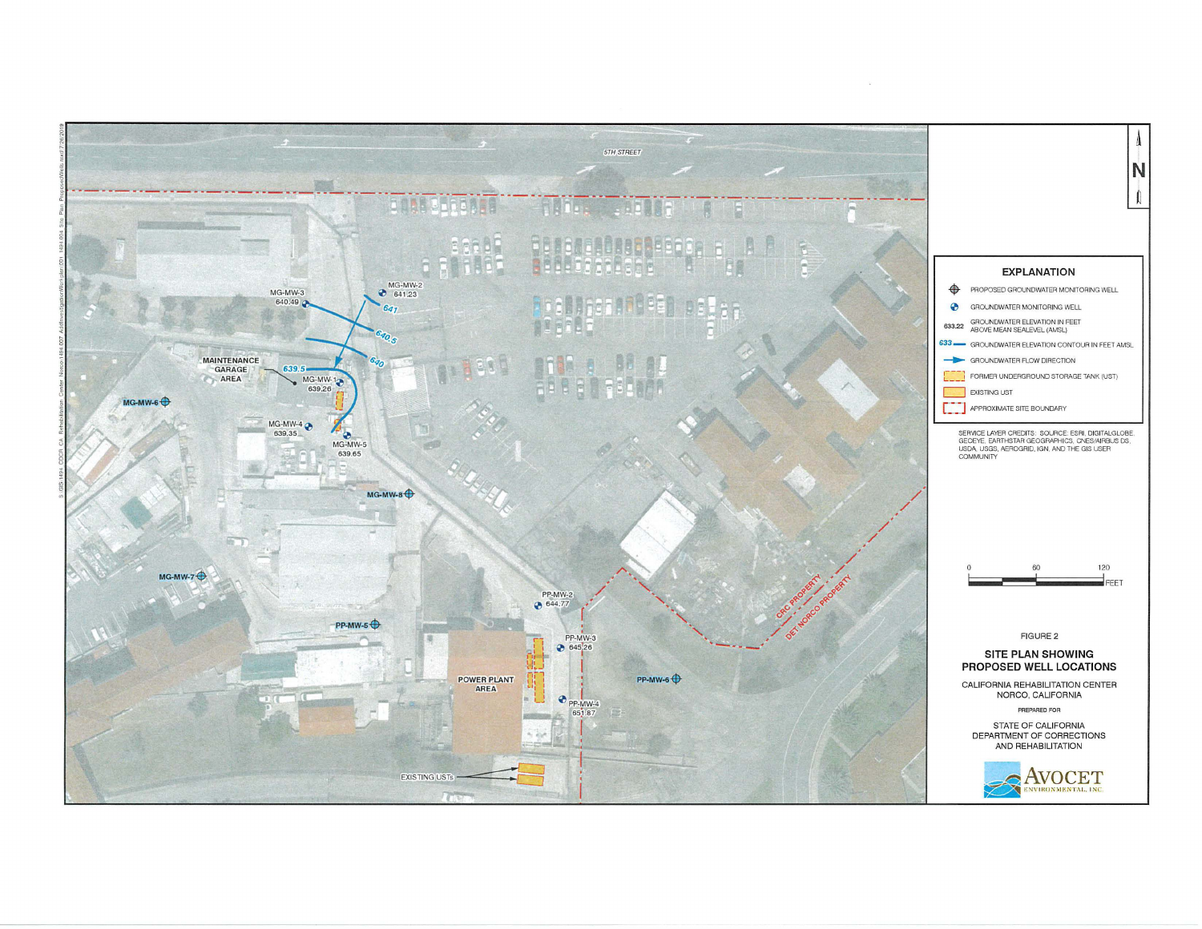5TH STREET

MG-MW-3
640.49

MG-MW-2
641.23

641

640.5

640

639.5

MAINTENANCE GARAGE AREA

MG-MW-1
639.26

MG-MW-6

MG-MW-4
639.35

MG-MW-5
639.65

MG-MW-8

MG-MW-7

PP-MW-2
644.77

PP-MW-5

PP-MW-3
645.26

POWER PLANT AREA

PP-MW-6

PP-MW-4
651.87

EXISTING USTs

CRC PROPERTY

DET NORCO PROPERTY

N

## EXPLANATION

- PROPOSED GROUNDWATER MONITORING WELL
- GROUNDWATER MONITORING WELL
- 633.22 GROUNDWATER ELEVATION IN FEET ABOVE MEAN SEALEVEL (AMSL)
- 633 GROUNDWATER ELEVATION CONTOUR IN FEET AMSL
- GROUNDWATER FLOW DIRECTION
- FORMER UNDERGROUND STORAGE TANK (UST)
- EXISTING UST
- APPROXIMATE SITE BOUNDARY

SERVICE LAYER CREDITS: SOURCE: ESRI, DIGITALGLOBE, GEOEYE, EARTHSTAR GEOGRAPHICS, CNES/AIRBUS DS, USDA, USGS, AEROGRID, IGN, AND THE GIS USER COMMUNITY

0 60 120 FEET

FIGURE 2

## SITE PLAN SHOWING PROPOSED WELL LOCATIONS

CALIFORNIA REHABILITATION CENTER
NORCO, CALIFORNIA

PREPARED FOR

STATE OF CALIFORNIA
DEPARTMENT OF CORRECTIONS
AND REHABILITATION

AVOCET ENVIRONMENTAL, INC.